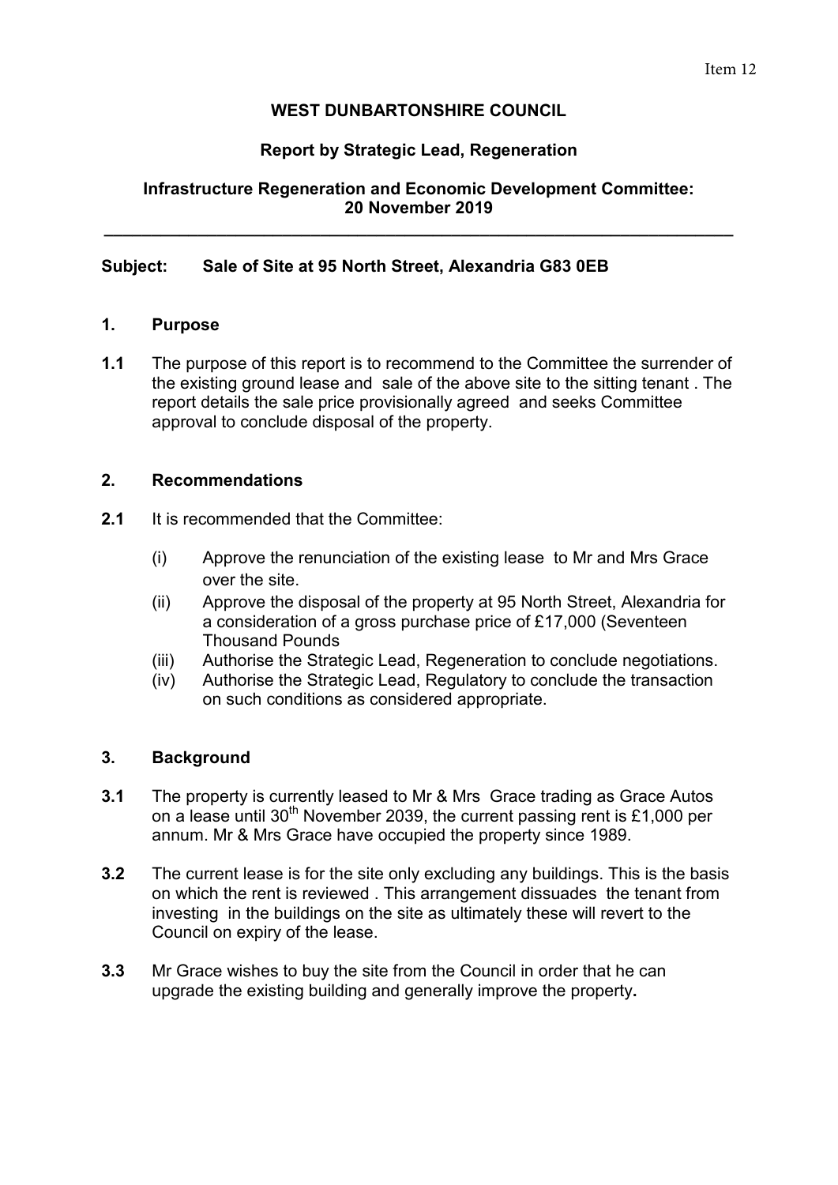Item 12

**WEST DUNBARTONSHIRE COUNCIL**

**Report by Strategic Lead, Regeneration**

**Infrastructure Regeneration and Economic Development Committee: 20 November 2019**

---

**Subject: Sale of Site at 95 North Street, Alexandria G83 0EB**

## 1. Purpose

**1.1** The purpose of this report is to recommend to the Committee the surrender of the existing ground lease and sale of the above site to the sitting tenant . The report details the sale price provisionally agreed and seeks Committee approval to conclude disposal of the property.

## 2. Recommendations

**2.1** It is recommended that the Committee:

(i) Approve the renunciation of the existing lease to Mr and Mrs Grace over the site.

(ii) Approve the disposal of the property at 95 North Street, Alexandria for a consideration of a gross purchase price of £17,000 (Seventeen Thousand Pounds

(iii) Authorise the Strategic Lead, Regeneration to conclude negotiations.

(iv) Authorise the Strategic Lead, Regulatory to conclude the transaction on such conditions as considered appropriate.

## 3. Background

**3.1** The property is currently leased to Mr & Mrs Grace trading as Grace Autos on a lease until 30th November 2039, the current passing rent is £1,000 per annum. Mr & Mrs Grace have occupied the property since 1989.

**3.2** The current lease is for the site only excluding any buildings. This is the basis on which the rent is reviewed . This arrangement dissuades the tenant from investing in the buildings on the site as ultimately these will revert to the Council on expiry of the lease.

**3.3** Mr Grace wishes to buy the site from the Council in order that he can upgrade the existing building and generally improve the property**.**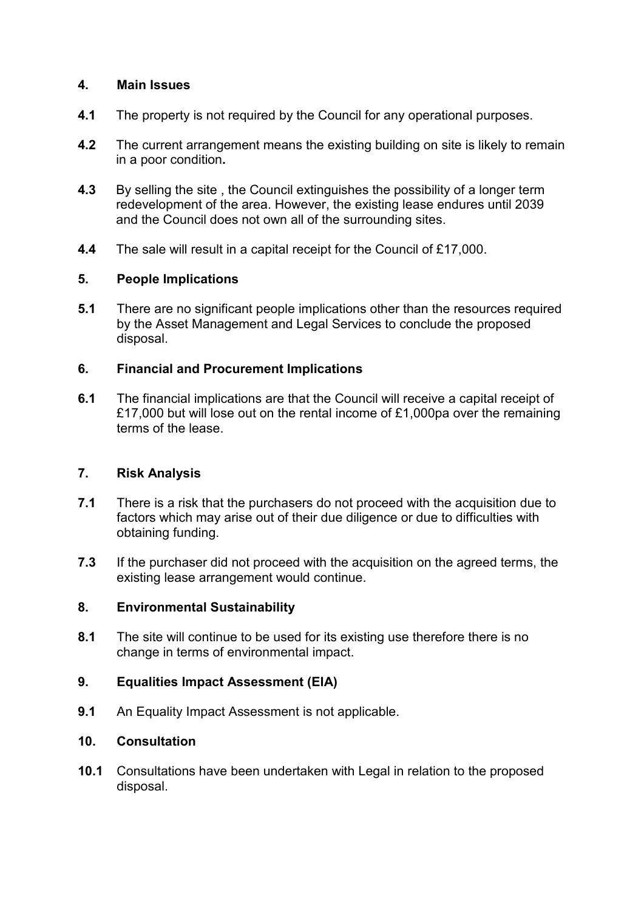## 4. Main Issues

**4.1** The property is not required by the Council for any operational purposes.

**4.2** The current arrangement means the existing building on site is likely to remain in a poor condition**.**

**4.3** By selling the site , the Council extinguishes the possibility of a longer term redevelopment of the area. However, the existing lease endures until 2039 and the Council does not own all of the surrounding sites.

**4.4** The sale will result in a capital receipt for the Council of £17,000.

## 5. People Implications

**5.1** There are no significant people implications other than the resources required by the Asset Management and Legal Services to conclude the proposed disposal.

## 6. Financial and Procurement Implications

**6.1** The financial implications are that the Council will receive a capital receipt of £17,000 but will lose out on the rental income of £1,000pa over the remaining terms of the lease.

## 7. Risk Analysis

**7.1** There is a risk that the purchasers do not proceed with the acquisition due to factors which may arise out of their due diligence or due to difficulties with obtaining funding.

**7.3** If the purchaser did not proceed with the acquisition on the agreed terms, the existing lease arrangement would continue.

## 8. Environmental Sustainability

**8.1** The site will continue to be used for its existing use therefore there is no change in terms of environmental impact.

## 9. Equalities Impact Assessment (EIA)

**9.1** An Equality Impact Assessment is not applicable.

## 10. Consultation

**10.1** Consultations have been undertaken with Legal in relation to the proposed disposal.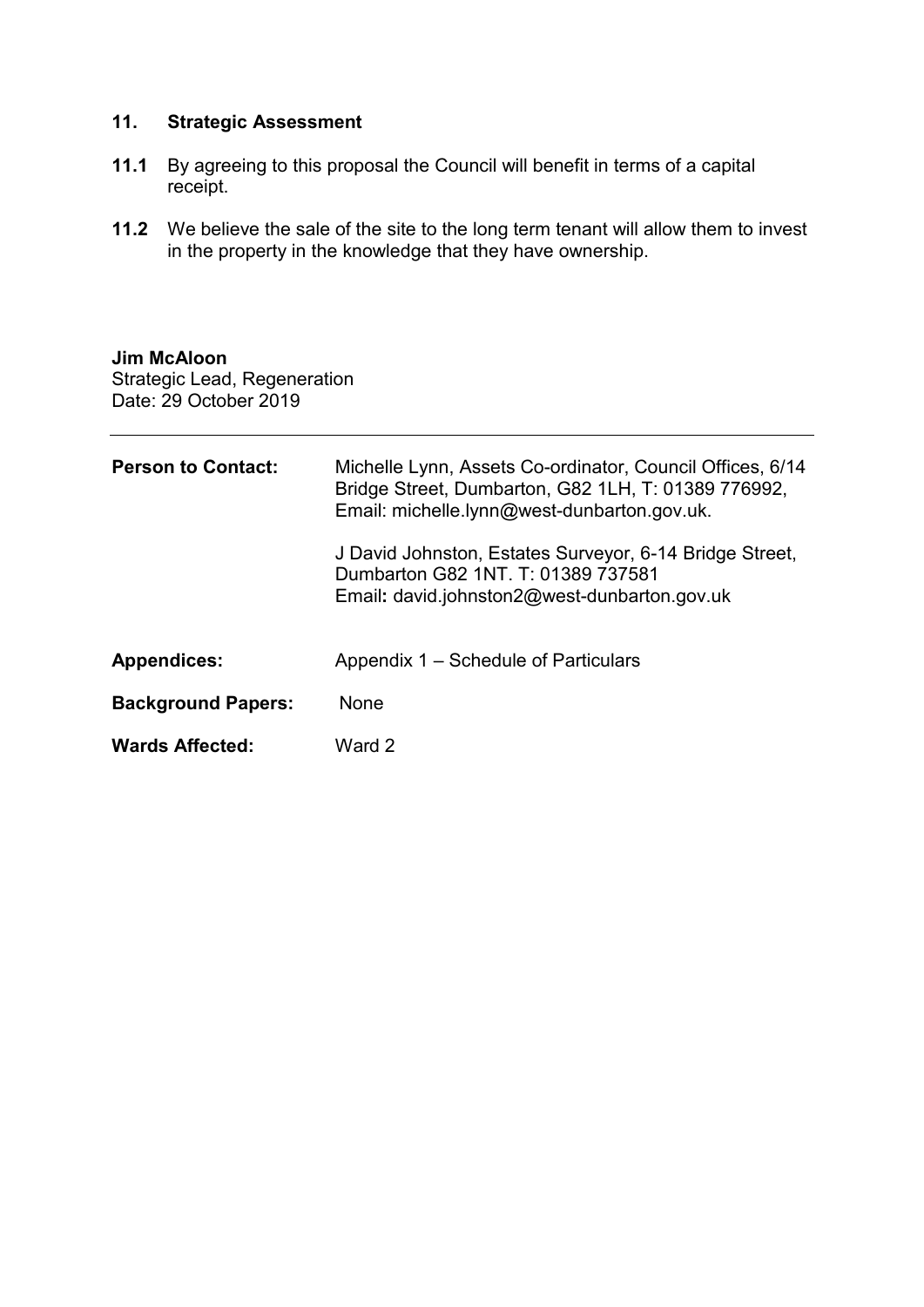## 11. Strategic Assessment

**11.1** By agreeing to this proposal the Council will benefit in terms of a capital receipt.

**11.2** We believe the sale of the site to the long term tenant will allow them to invest in the property in the knowledge that they have ownership.

**Jim McAloon**
Strategic Lead, Regeneration
Date: 29 October 2019

---

| | |
|---|---|
| **Person to Contact:** | Michelle Lynn, Assets Co-ordinator, Council Offices, 6/14 Bridge Street, Dumbarton, G82 1LH, T: 01389 776992, Email: michelle.lynn@west-dunbarton.gov.uk.<br><br>J David Johnston, Estates Surveyor, 6-14 Bridge Street, Dumbarton G82 1NT. T: 01389 737581 Email**:** david.johnston2@west-dunbarton.gov.uk |
| **Appendices:** | Appendix 1 – Schedule of Particulars |
| **Background Papers:** | None |
| **Wards Affected:** | Ward 2 |